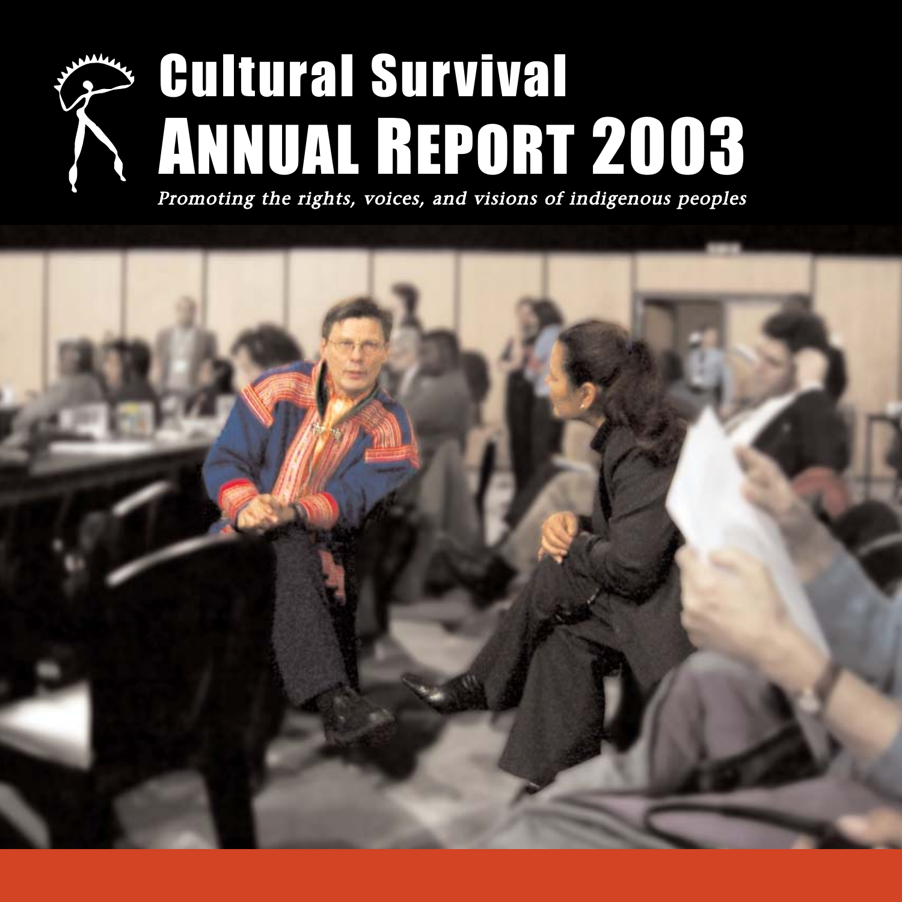# Cultural Survival

# ANNUAL REPORT 2003

*Promoting the rights, voices, and visions of indigenous peoples*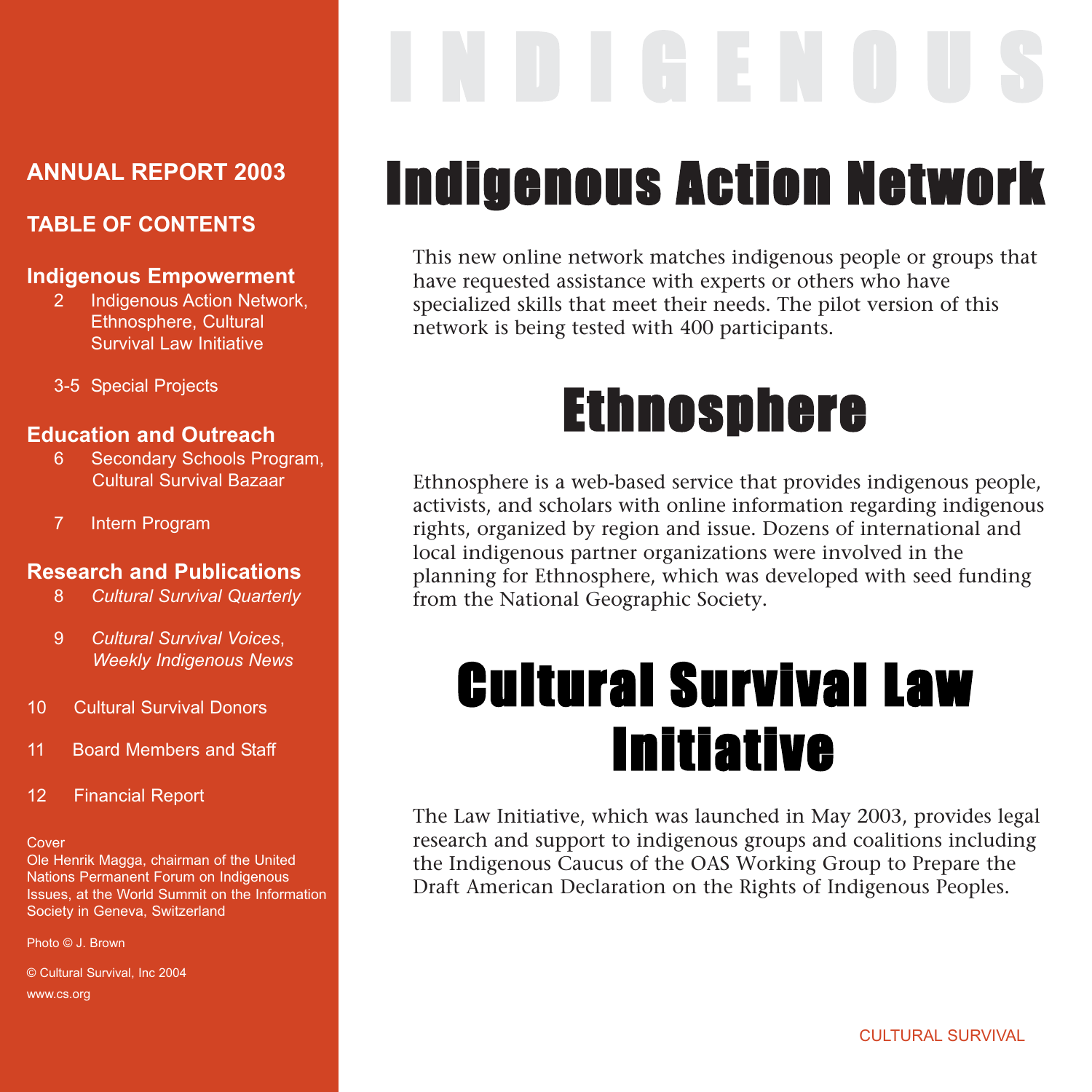**ANNUAL REPORT 2003**

**TABLE OF CONTENTS**

**Indigenous Empowerment**

- 2 Indigenous Action Network, Ethnosphere, Cultural Survival Law Initiative
- 3-5 Special Projects

**Education and Outreach**

- 6 Secondary Schools Program, Cultural Survival Bazaar
- 7 Intern Program

**Research and Publications**

- 8 *Cultural Survival Quarterly*
- 9 *Cultural Survival Voices*, *Weekly Indigenous News*

10 Cultural Survival Donors

11 Board Members and Staff

12 Financial Report

Cover
Ole Henrik Magga, chairman of the United Nations Permanent Forum on Indigenous Issues, at the World Summit on the Information Society in Geneva, Switzerland

Photo © J. Brown

© Cultural Survival, Inc 2004
www.cs.org

INDIGENOUS

# Indigenous Action Network

This new online network matches indigenous people or groups that have requested assistance with experts or others who have specialized skills that meet their needs. The pilot version of this network is being tested with 400 participants.

# Ethnosphere

Ethnosphere is a web-based service that provides indigenous people, activists, and scholars with online information regarding indigenous rights, organized by region and issue. Dozens of international and local indigenous partner organizations were involved in the planning for Ethnosphere, which was developed with seed funding from the National Geographic Society.

# Cultural Survival Law Initiative

The Law Initiative, which was launched in May 2003, provides legal research and support to indigenous groups and coalitions including the Indigenous Caucus of the OAS Working Group to Prepare the Draft American Declaration on the Rights of Indigenous Peoples.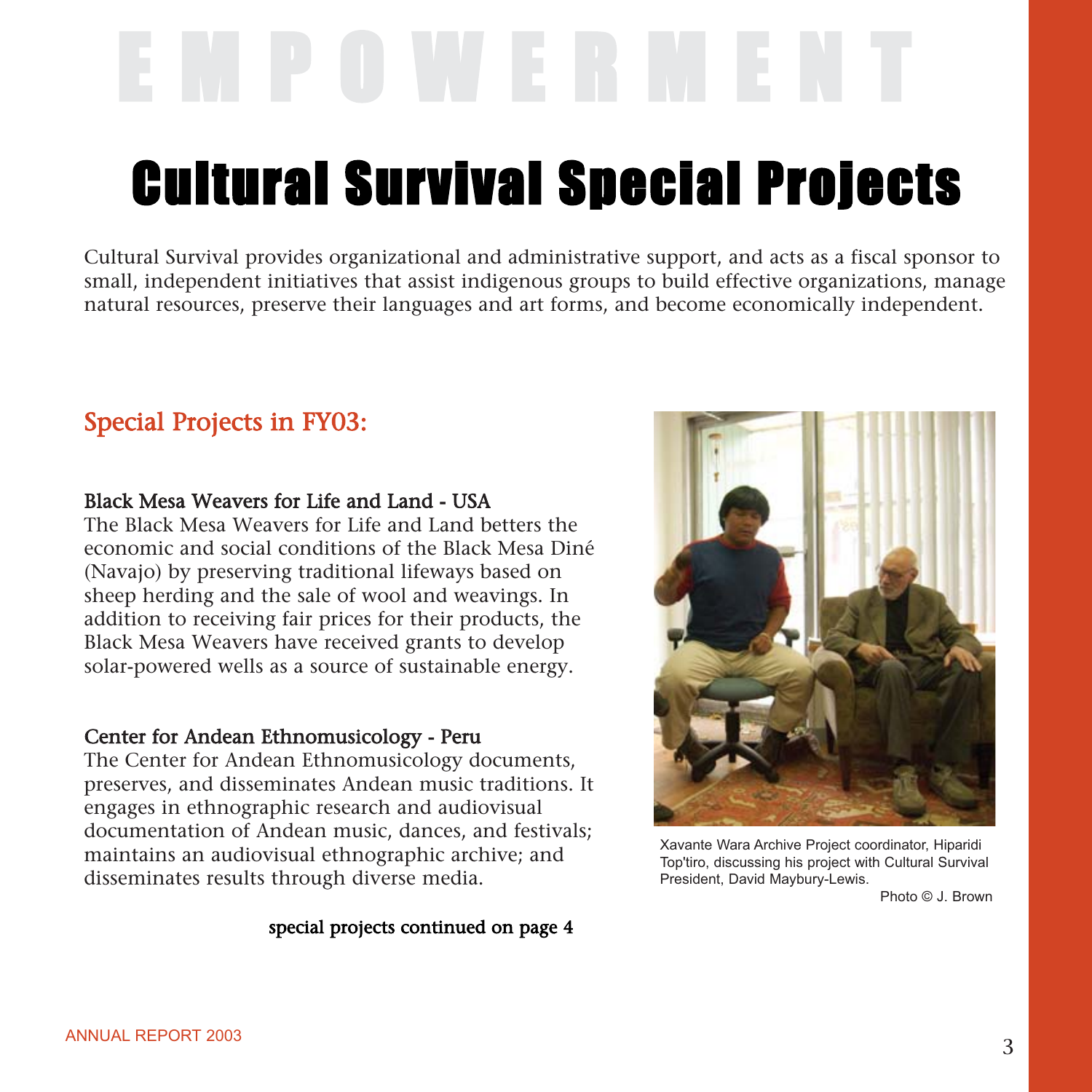EMPOWERMENT

# Cultural Survival Special Projects

Cultural Survival provides organizational and administrative support, and acts as a fiscal sponsor to small, independent initiatives that assist indigenous groups to build effective organizations, manage natural resources, preserve their languages and art forms, and become economically independent.

## Special Projects in FY03:

### Black Mesa Weavers for Life and Land - USA

The Black Mesa Weavers for Life and Land betters the economic and social conditions of the Black Mesa Diné (Navajo) by preserving traditional lifeways based on sheep herding and the sale of wool and weavings. In addition to receiving fair prices for their products, the Black Mesa Weavers have received grants to develop solar-powered wells as a source of sustainable energy.

### Center for Andean Ethnomusicology - Peru

The Center for Andean Ethnomusicology documents, preserves, and disseminates Andean music traditions. It engages in ethnographic research and audiovisual documentation of Andean music, dances, and festivals; maintains an audiovisual ethnographic archive; and disseminates results through diverse media.

special projects continued on page 4

Xavante Wara Archive Project coordinator, Hiparidi Top'tiro, discussing his project with Cultural Survival President, David Maybury-Lewis.

Photo © J. Brown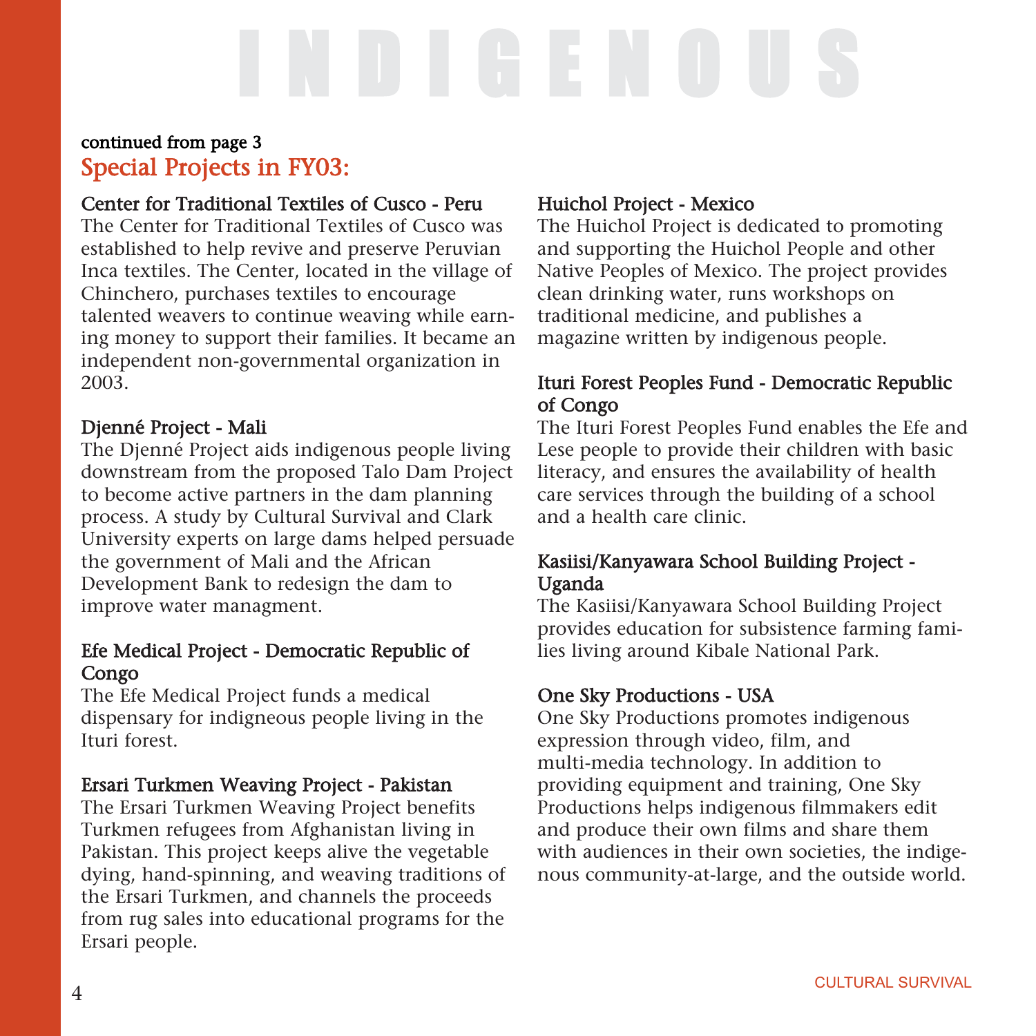# INDIGENOUS

continued from page 3

## Special Projects in FY03:

### Center for Traditional Textiles of Cusco - Peru

The Center for Traditional Textiles of Cusco was established to help revive and preserve Peruvian Inca textiles. The Center, located in the village of Chinchero, purchases textiles to encourage talented weavers to continue weaving while earning money to support their families. It became an independent non-governmental organization in 2003.

### Djenné Project - Mali

The Djenné Project aids indigenous people living downstream from the proposed Talo Dam Project to become active partners in the dam planning process. A study by Cultural Survival and Clark University experts on large dams helped persuade the government of Mali and the African Development Bank to redesign the dam to improve water managment.

### Efe Medical Project - Democratic Republic of Congo

The Efe Medical Project funds a medical dispensary for indigneous people living in the Ituri forest.

### Ersari Turkmen Weaving Project - Pakistan

The Ersari Turkmen Weaving Project benefits Turkmen refugees from Afghanistan living in Pakistan. This project keeps alive the vegetable dying, hand-spinning, and weaving traditions of the Ersari Turkmen, and channels the proceeds from rug sales into educational programs for the Ersari people.

### Huichol Project - Mexico

The Huichol Project is dedicated to promoting and supporting the Huichol People and other Native Peoples of Mexico. The project provides clean drinking water, runs workshops on traditional medicine, and publishes a magazine written by indigenous people.

### Ituri Forest Peoples Fund - Democratic Republic of Congo

The Ituri Forest Peoples Fund enables the Efe and Lese people to provide their children with basic literacy, and ensures the availability of health care services through the building of a school and a health care clinic.

### Kasiisi/Kanyawara School Building Project - Uganda

The Kasiisi/Kanyawara School Building Project provides education for subsistence farming families living around Kibale National Park.

### One Sky Productions - USA

One Sky Productions promotes indigenous expression through video, film, and multi-media technology. In addition to providing equipment and training, One Sky Productions helps indigenous filmmakers edit and produce their own films and share them with audiences in their own societies, the indigenous community-at-large, and the outside world.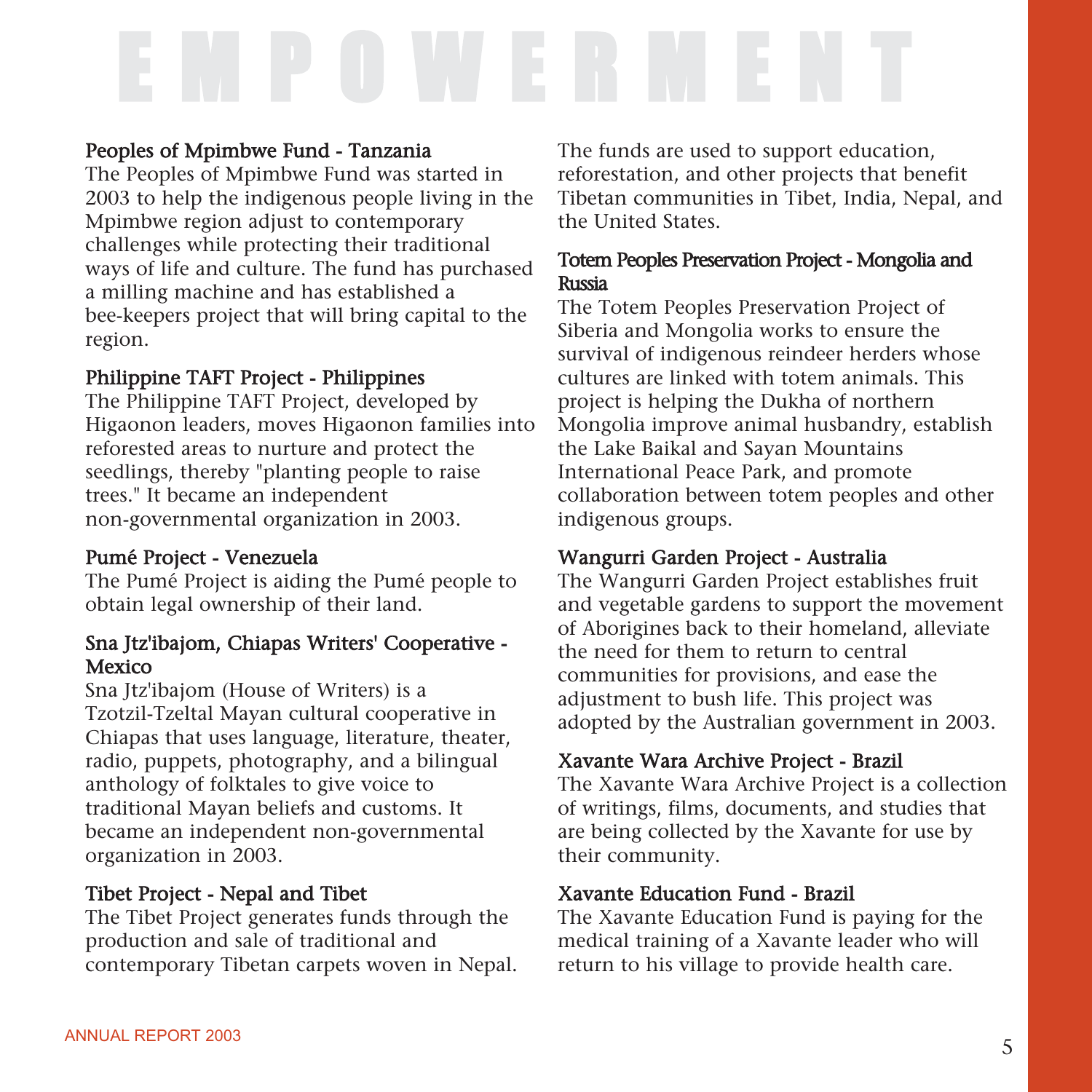# EMPOWERMENT

### Peoples of Mpimbwe Fund - Tanzania

The Peoples of Mpimbwe Fund was started in 2003 to help the indigenous people living in the Mpimbwe region adjust to contemporary challenges while protecting their traditional ways of life and culture. The fund has purchased a milling machine and has established a bee-keepers project that will bring capital to the region.

### Philippine TAFT Project - Philippines

The Philippine TAFT Project, developed by Higaonon leaders, moves Higaonon families into reforested areas to nurture and protect the seedlings, thereby "planting people to raise trees." It became an independent non-governmental organization in 2003.

### Pumé Project - Venezuela

The Pumé Project is aiding the Pumé people to obtain legal ownership of their land.

### Sna Jtz'ibajom, Chiapas Writers' Cooperative - Mexico

Sna Jtz'ibajom (House of Writers) is a Tzotzil-Tzeltal Mayan cultural cooperative in Chiapas that uses language, literature, theater, radio, puppets, photography, and a bilingual anthology of folktales to give voice to traditional Mayan beliefs and customs. It became an independent non-governmental organization in 2003.

### Tibet Project - Nepal and Tibet

The Tibet Project generates funds through the production and sale of traditional and contemporary Tibetan carpets woven in Nepal. The funds are used to support education, reforestation, and other projects that benefit Tibetan communities in Tibet, India, Nepal, and the United States.

### Totem Peoples Preservation Project - Mongolia and Russia

The Totem Peoples Preservation Project of Siberia and Mongolia works to ensure the survival of indigenous reindeer herders whose cultures are linked with totem animals. This project is helping the Dukha of northern Mongolia improve animal husbandry, establish the Lake Baikal and Sayan Mountains International Peace Park, and promote collaboration between totem peoples and other indigenous groups.

### Wangurri Garden Project - Australia

The Wangurri Garden Project establishes fruit and vegetable gardens to support the movement of Aborigines back to their homeland, alleviate the need for them to return to central communities for provisions, and ease the adjustment to bush life. This project was adopted by the Australian government in 2003.

### Xavante Wara Archive Project - Brazil

The Xavante Wara Archive Project is a collection of writings, films, documents, and studies that are being collected by the Xavante for use by their community.

### Xavante Education Fund - Brazil

The Xavante Education Fund is paying for the medical training of a Xavante leader who will return to his village to provide health care.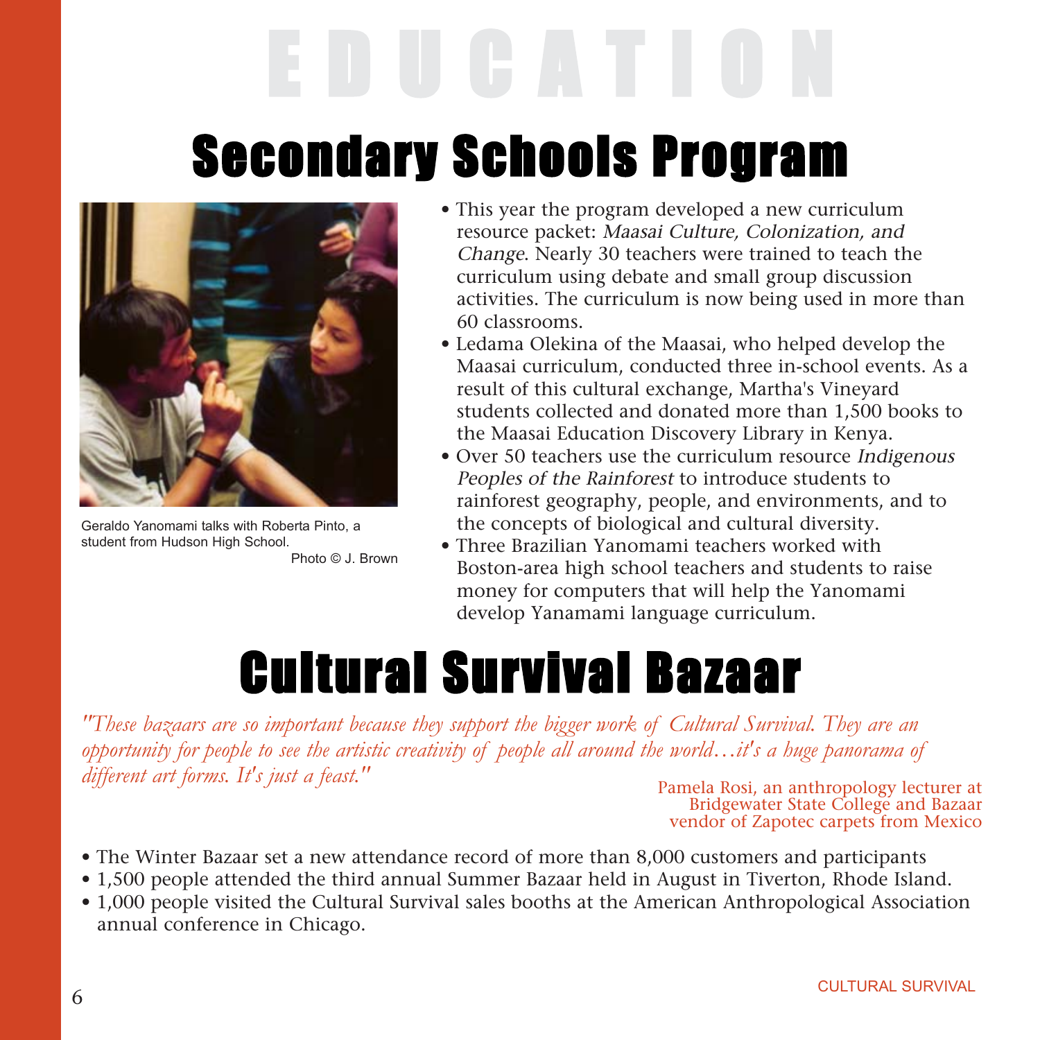# EDUCATION

## Secondary Schools Program

Geraldo Yanomami talks with Roberta Pinto, a student from Hudson High School.
Photo © J. Brown

- This year the program developed a new curriculum resource packet: *Maasai Culture, Colonization, and Change*. Nearly 30 teachers were trained to teach the curriculum using debate and small group discussion activities. The curriculum is now being used in more than 60 classrooms.
- Ledama Olekina of the Maasai, who helped develop the Maasai curriculum, conducted three in-school events. As a result of this cultural exchange, Martha's Vineyard students collected and donated more than 1,500 books to the Maasai Education Discovery Library in Kenya.
- Over 50 teachers use the curriculum resource *Indigenous Peoples of the Rainforest* to introduce students to rainforest geography, people, and environments, and to the concepts of biological and cultural diversity.
- Three Brazilian Yanomami teachers worked with Boston-area high school teachers and students to raise money for computers that will help the Yanomami develop Yanamami language curriculum.

## Cultural Survival Bazaar

*"These bazaars are so important because they support the bigger work of Cultural Survival. They are an opportunity for people to see the artistic creativity of people all around the world…it's a huge panorama of different art forms. It's just a feast."*

Pamela Rosi, an anthropology lecturer at Bridgewater State College and Bazaar vendor of Zapotec carpets from Mexico

- The Winter Bazaar set a new attendance record of more than 8,000 customers and participants
- 1,500 people attended the third annual Summer Bazaar held in August in Tiverton, Rhode Island.
- 1,000 people visited the Cultural Survival sales booths at the American Anthropological Association annual conference in Chicago.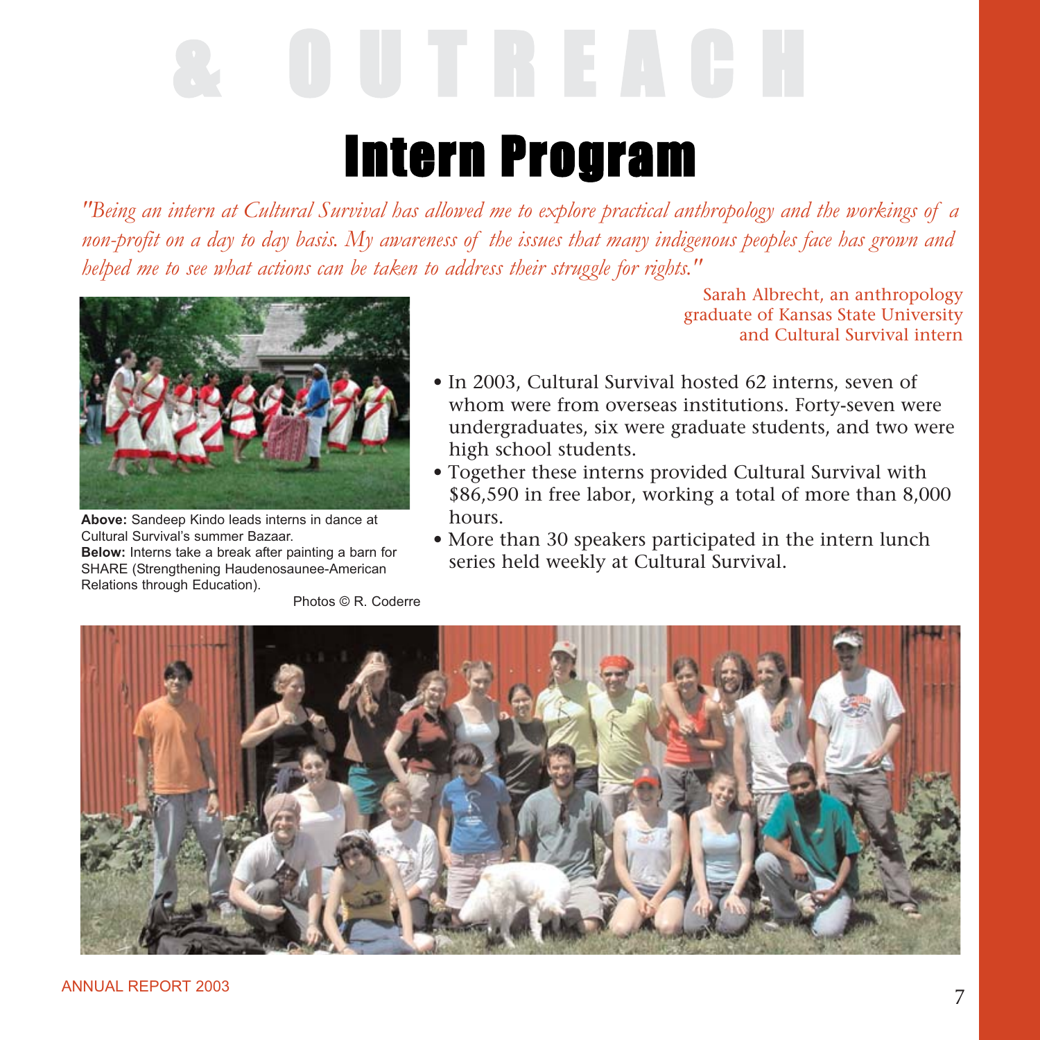& OUTREACH

# Intern Program

*"Being an intern at Cultural Survival has allowed me to explore practical anthropology and the workings of a non-profit on a day to day basis. My awareness of the issues that many indigenous peoples face has grown and helped me to see what actions can be taken to address their struggle for rights."*

Sarah Albrecht, an anthropology graduate of Kansas State University and Cultural Survival intern

- In 2003, Cultural Survival hosted 62 interns, seven of whom were from overseas institutions. Forty-seven were undergraduates, six were graduate students, and two were high school students.
- Together these interns provided Cultural Survival with $86,590 in free labor, working a total of more than 8,000 hours.
- More than 30 speakers participated in the intern lunch series held weekly at Cultural Survival.

**Above:** Sandeep Kindo leads interns in dance at Cultural Survival's summer Bazaar.
**Below:** Interns take a break after painting a barn for SHARE (Strengthening Haudenosaunee-American Relations through Education).

Photos © R. Coderre

ANNUAL REPORT 2003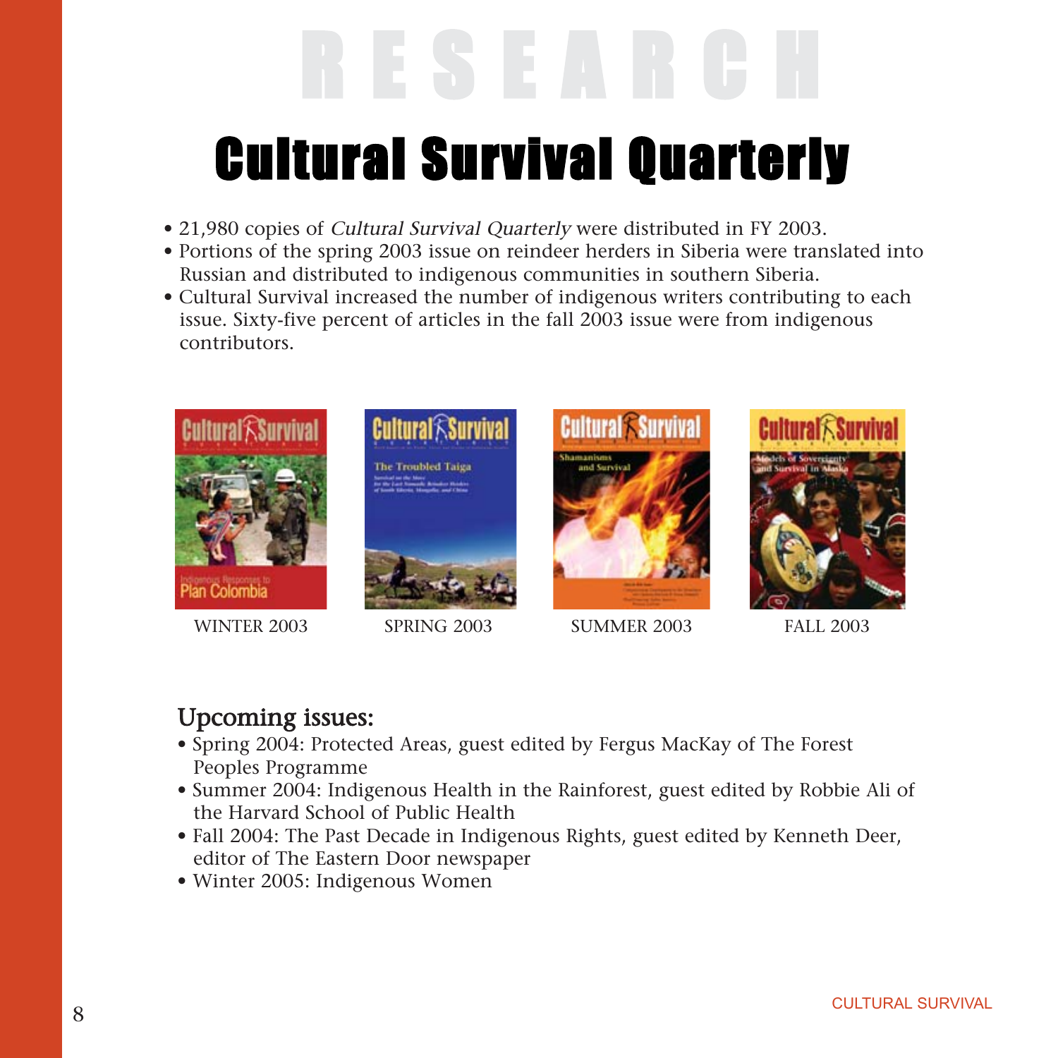# RESEARCH

## Cultural Survival Quarterly

- 21,980 copies of *Cultural Survival Quarterly* were distributed in FY 2003.
- Portions of the spring 2003 issue on reindeer herders in Siberia were translated into Russian and distributed to indigenous communities in southern Siberia.
- Cultural Survival increased the number of indigenous writers contributing to each issue. Sixty-five percent of articles in the fall 2003 issue were from indigenous contributors.

WINTER 2003

SPRING 2003

SUMMER 2003

FALL 2003

### Upcoming issues:

- Spring 2004: Protected Areas, guest edited by Fergus MacKay of The Forest Peoples Programme
- Summer 2004: Indigenous Health in the Rainforest, guest edited by Robbie Ali of the Harvard School of Public Health
- Fall 2004: The Past Decade in Indigenous Rights, guest edited by Kenneth Deer, editor of The Eastern Door newspaper
- Winter 2005: Indigenous Women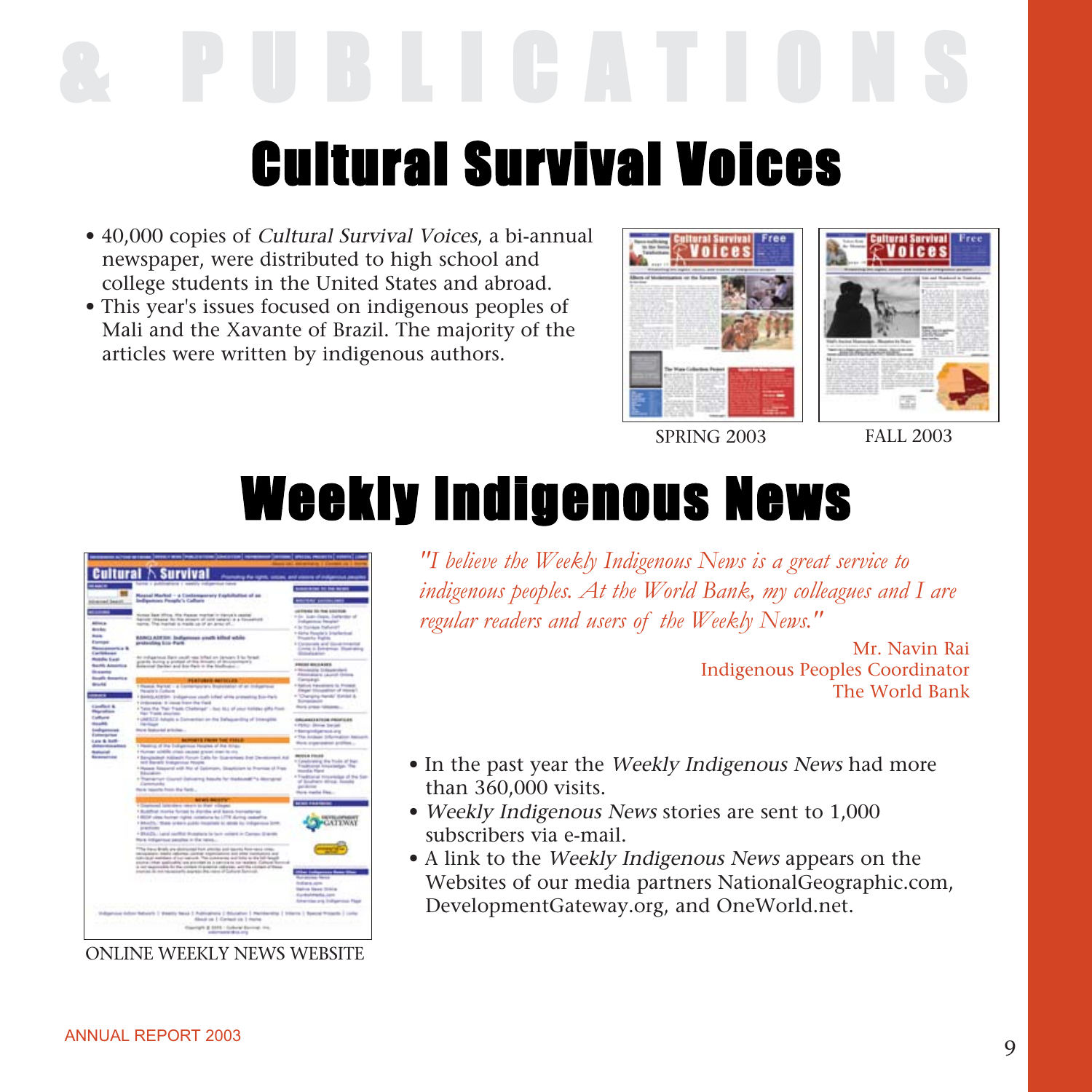# Cultural Survival Voices

- 40,000 copies of *Cultural Survival Voices*, a bi-annual newspaper, were distributed to high school and college students in the United States and abroad.
- This year's issues focused on indigenous peoples of Mali and the Xavante of Brazil. The majority of the articles were written by indigenous authors.

SPRING 2003

FALL 2003

# Weekly Indigenous News

ONLINE WEEKLY NEWS WEBSITE

*"I believe the Weekly Indigenous News is a great service to indigenous peoples. At the World Bank, my colleagues and I are regular readers and users of the Weekly News."*

Mr. Navin Rai
Indigenous Peoples Coordinator
The World Bank

- In the past year the *Weekly Indigenous News* had more than 360,000 visits.
- *Weekly Indigenous News* stories are sent to 1,000 subscribers via e-mail.
- A link to the *Weekly Indigenous News* appears on the Websites of our media partners NationalGeographic.com, DevelopmentGateway.org, and OneWorld.net.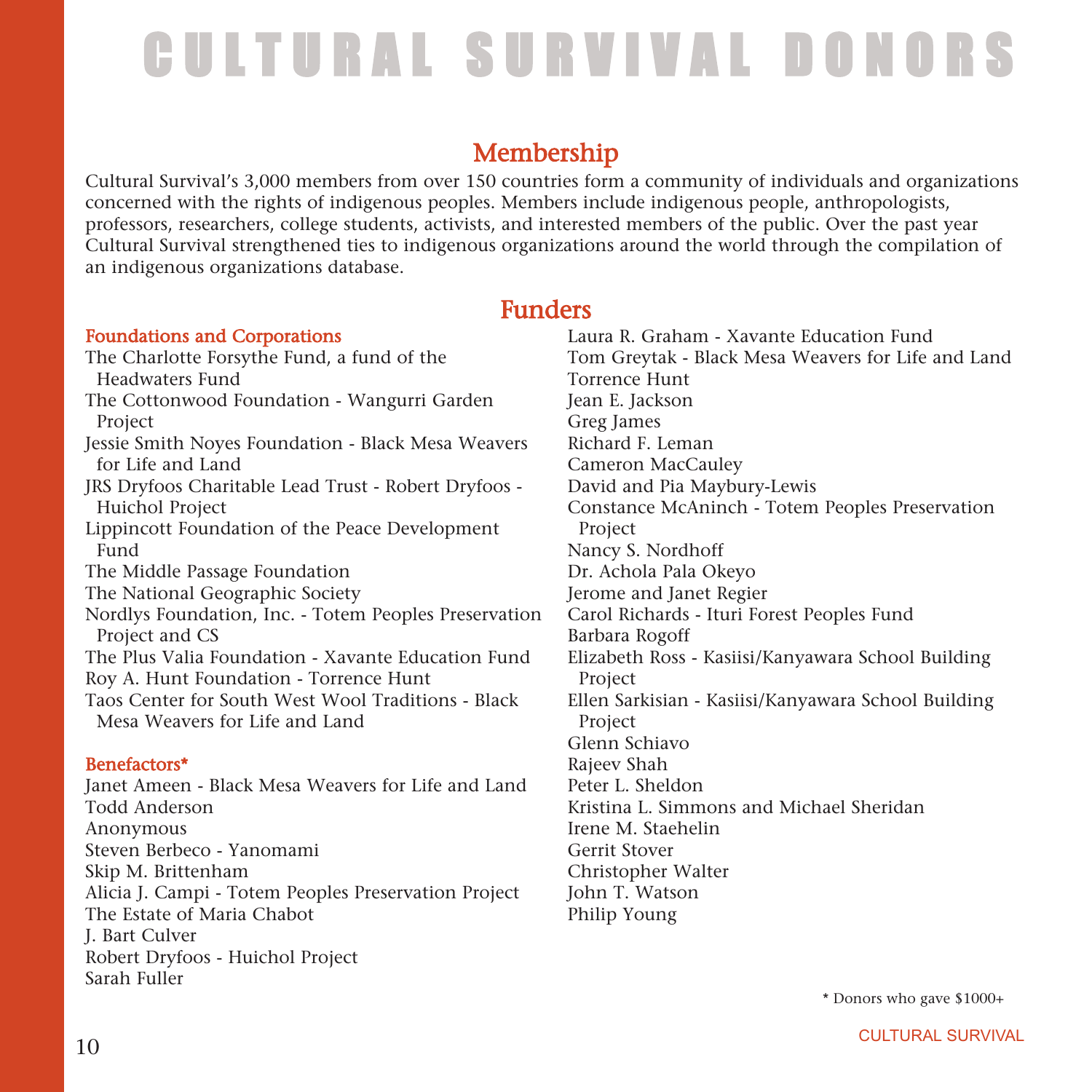# CULTURAL SURVIVAL DONORS

## Membership

Cultural Survival's 3,000 members from over 150 countries form a community of individuals and organizations concerned with the rights of indigenous peoples. Members include indigenous people, anthropologists, professors, researchers, college students, activists, and interested members of the public. Over the past year Cultural Survival strengthened ties to indigenous organizations around the world through the compilation of an indigenous organizations database.

## Funders

### Foundations and Corporations

The Charlotte Forsythe Fund, a fund of the Headwaters Fund
The Cottonwood Foundation - Wangurri Garden Project
Jessie Smith Noyes Foundation - Black Mesa Weavers for Life and Land
JRS Dryfoos Charitable Lead Trust - Robert Dryfoos - Huichol Project
Lippincott Foundation of the Peace Development Fund
The Middle Passage Foundation
The National Geographic Society
Nordlys Foundation, Inc. - Totem Peoples Preservation Project and CS
The Plus Valia Foundation - Xavante Education Fund
Roy A. Hunt Foundation - Torrence Hunt
Taos Center for South West Wool Traditions - Black Mesa Weavers for Life and Land

### Benefactors*

Janet Ameen - Black Mesa Weavers for Life and Land
Todd Anderson
Anonymous
Steven Berbeco - Yanomami
Skip M. Brittenham
Alicia J. Campi - Totem Peoples Preservation Project
The Estate of Maria Chabot
J. Bart Culver
Robert Dryfoos - Huichol Project
Sarah Fuller
Laura R. Graham - Xavante Education Fund
Tom Greytak - Black Mesa Weavers for Life and Land
Torrence Hunt
Jean E. Jackson
Greg James
Richard F. Leman
Cameron MacCauley
David and Pia Maybury-Lewis
Constance McAninch - Totem Peoples Preservation Project
Nancy S. Nordhoff
Dr. Achola Pala Okeyo
Jerome and Janet Regier
Carol Richards - Ituri Forest Peoples Fund
Barbara Rogoff
Elizabeth Ross - Kasiisi/Kanyawara School Building Project
Ellen Sarkisian - Kasiisi/Kanyawara School Building Project
Glenn Schiavo
Rajeev Shah
Peter L. Sheldon
Kristina L. Simmons and Michael Sheridan
Irene M. Staehelin
Gerrit Stover
Christopher Walter
John T. Watson
Philip Young

\* Donors who gave $1000+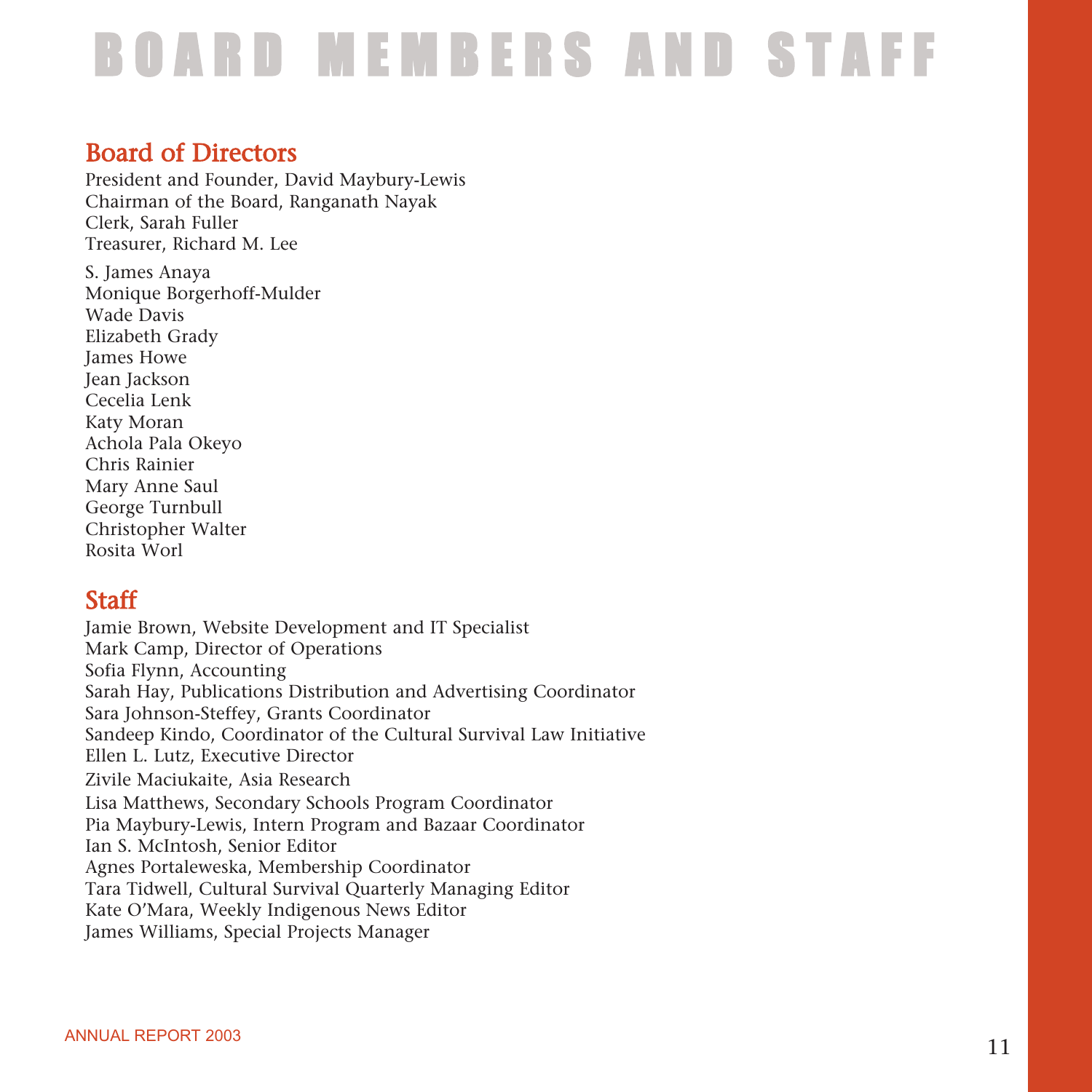# BOARD MEMBERS AND STAFF

## Board of Directors

President and Founder, David Maybury-Lewis
Chairman of the Board, Ranganath Nayak
Clerk, Sarah Fuller
Treasurer, Richard M. Lee

S. James Anaya
Monique Borgerhoff-Mulder
Wade Davis
Elizabeth Grady
James Howe
Jean Jackson
Cecelia Lenk
Katy Moran
Achola Pala Okeyo
Chris Rainier
Mary Anne Saul
George Turnbull
Christopher Walter
Rosita Worl

## Staff

Jamie Brown, Website Development and IT Specialist
Mark Camp, Director of Operations
Sofia Flynn, Accounting
Sarah Hay, Publications Distribution and Advertising Coordinator
Sara Johnson-Steffey, Grants Coordinator
Sandeep Kindo, Coordinator of the Cultural Survival Law Initiative
Ellen L. Lutz, Executive Director
Zivile Maciukaite, Asia Research
Lisa Matthews, Secondary Schools Program Coordinator
Pia Maybury-Lewis, Intern Program and Bazaar Coordinator
Ian S. McIntosh, Senior Editor
Agnes Portaleweska, Membership Coordinator
Tara Tidwell, Cultural Survival Quarterly Managing Editor
Kate O'Mara, Weekly Indigenous News Editor
James Williams, Special Projects Manager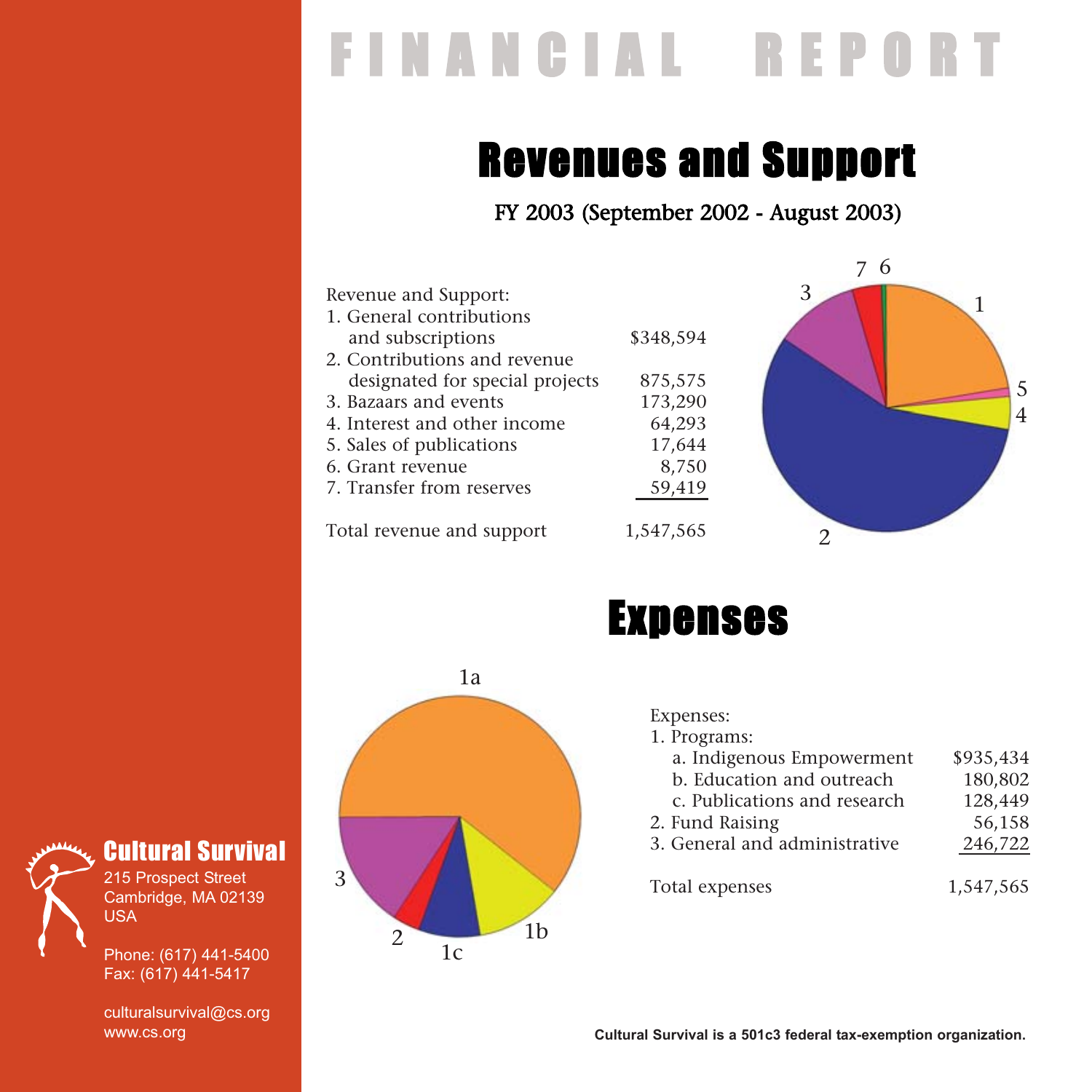# FINANCIAL REPORT

## Revenues and Support

**FY 2003 (September 2002 - August 2003)**

| | |
|---|---|
| Revenue and Support: | |
| 1. General contributions and subscriptions | $348,594 |
| 2. Contributions and revenue designated for special projects | 875,575 |
| 3. Bazaars and events | 173,290 |
| 4. Interest and other income | 64,293 |
| 5. Sales of publications | 17,644 |
| 6. Grant revenue | 8,750 |
| 7. Transfer from reserves | 59,419 |
| Total revenue and support | 1,547,565 |

7 6 3 1 5 4 2

## Expenses

1a 3 2 1c 1b

| | |
|---|---|
| Expenses: | |
| 1. Programs: | |
| a. Indigenous Empowerment | $935,434 |
| b. Education and outreach | 180,802 |
| c. Publications and research | 128,449 |
| 2. Fund Raising | 56,158 |
| 3. General and administrative | 246,722 |
| Total expenses | 1,547,565 |

**Cultural Survival**

215 Prospect Street
Cambridge, MA 02139
USA

Phone: (617) 441-5400
Fax: (617) 441-5417

culturalsurvival@cs.org
www.cs.org

**Cultural Survival is a 501c3 federal tax-exemption organization.**